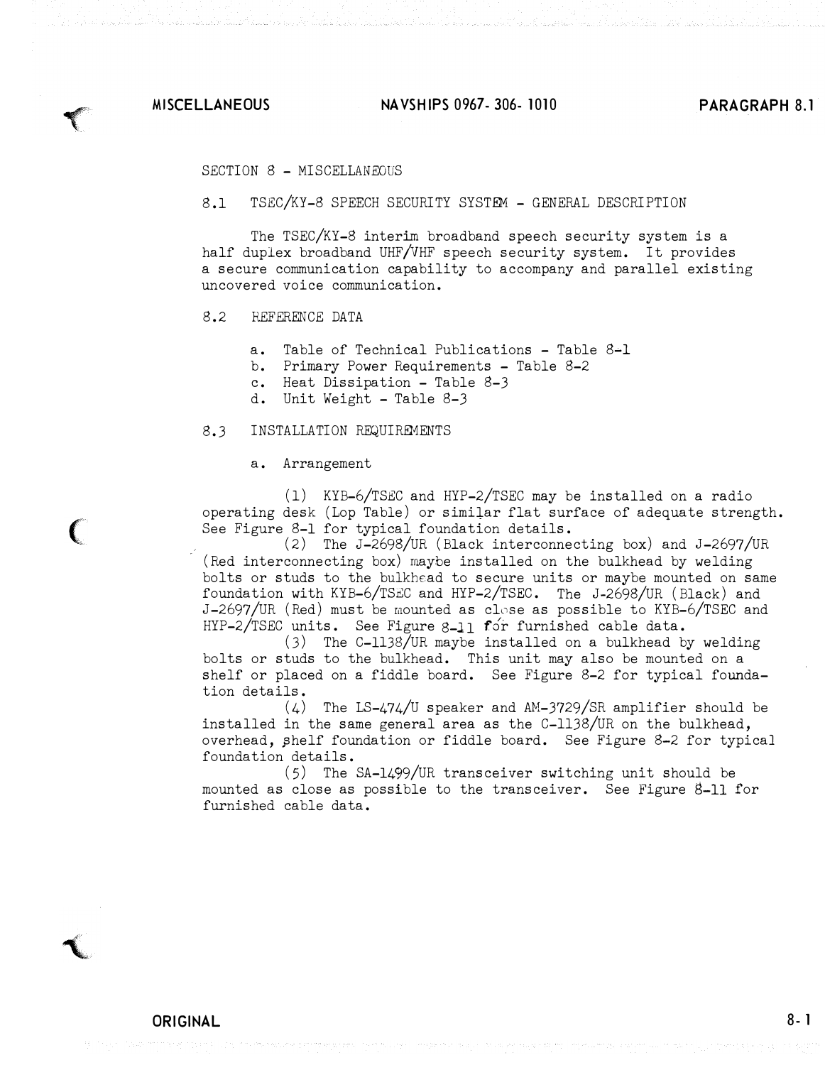## SECTION 8 - MISCELLANEOUS

### 8.1 TSEC/KY-8 SPEECH SECURITY SYSTEM - GENERAL DESCRIPTION

The TSEC/KY-8 interim broadband speech security system is a half duplex broadband UHF/VHF speech security system. It provides a secure communication capability to accompany and parallel existing uncovered voice communication.

### 8.2 REFERENCE DATA

a. Table of Technical Publications - Table 8-1
b. Primary Power Requirements - Table 8-2
c. Heat Dissipation - Table 8-3
d. Unit Weight - Table 8-3

### 8.3 INSTALLATION REQUIREMENTS

a. Arrangement

(1) KYB-6/TSEC and HYP-2/TSEC may be installed on a radio operating desk (Lop Table) or similar flat surface of adequate strength. See Figure 8-1 for typical foundation details.

(2) The J-2698/UR (Black interconnecting box) and J-2697/UR (Red interconnecting box) maybe installed on the bulkhead by welding bolts or studs to the bulkhead to secure units or maybe mounted on same foundation with KYB-6/TSEC and HYP-2/TSEC. The J-2698/UR (Black) and J-2697/UR (Red) must be mounted as close as possible to KYB-6/TSEC and HYP-2/TSEC units. See Figure 8-11 for furnished cable data.

(3) The C-1138/UR maybe installed on a bulkhead by welding bolts or studs to the bulkhead. This unit may also be mounted on a shelf or placed on a fiddle board. See Figure 8-2 for typical foundation details.

(4) The LS-474/U speaker and AM-3729/SR amplifier should be installed in the same general area as the C-1138/UR on the bulkhead, overhead, shelf foundation or fiddle board. See Figure 8-2 for typical foundation details.

(5) The SA-1499/UR transceiver switching unit should be mounted as close as possible to the transceiver. See Figure 8-11 for furnished cable data.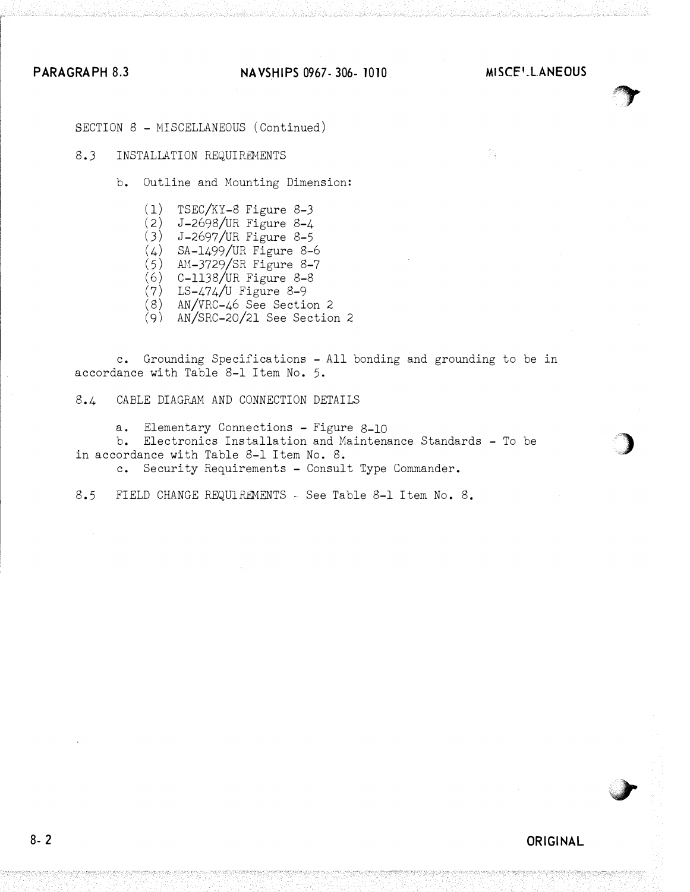SECTION 8 - MISCELLANEOUS (Continued)

## 8.3 INSTALLATION REQUIREMENTS

b. Outline and Mounting Dimension:

(1) TSEC/KY-8 Figure 8-3
(2) J-2698/UR Figure 8-4
(3) J-2697/UR Figure 8-5
(4) SA-1499/UR Figure 8-6
(5) AM-3729/SR Figure 8-7
(6) C-1138/UR Figure 8-8
(7) LS-474/U Figure 8-9
(8) AN/VRC-46 See Section 2
(9) AN/SRC-20/21 See Section 2

c. Grounding Specifications - All bonding and grounding to be in accordance with Table 8-1 Item No. 5.

## 8.4 CABLE DIAGRAM AND CONNECTION DETAILS

a. Elementary Connections - Figure 8-10
b. Electronics Installation and Maintenance Standards - To be in accordance with Table 8-1 Item No. 8.
c. Security Requirements - Consult Type Commander.

## 8.5 FIELD CHANGE REQUIREMENTS - See Table 8-1 Item No. 8.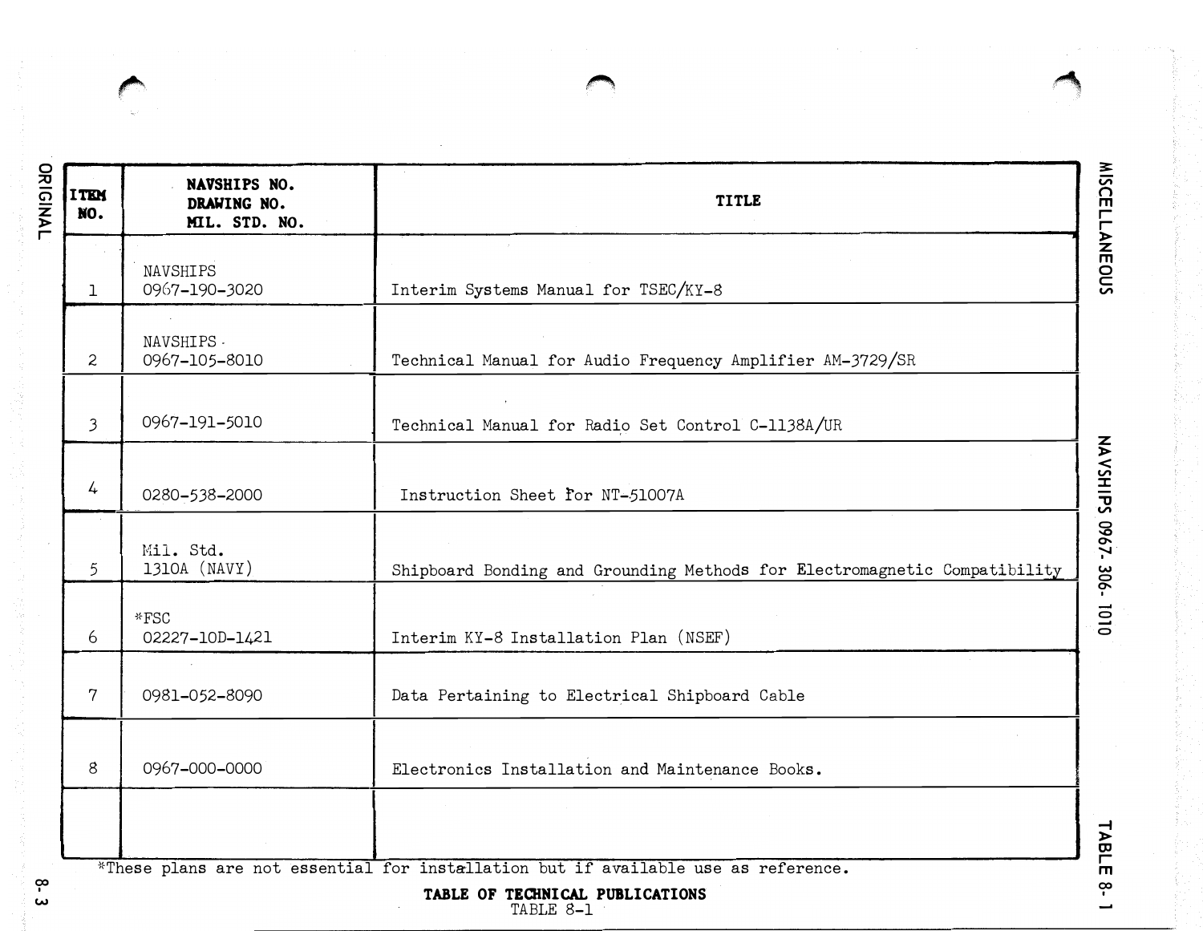| ITEM NO. | NAVSHIPS NO. DRAWING NO. MIL. STD. NO. | TITLE |
|---|---|---|
| 1 | NAVSHIPS 0967-190-3020 | Interim Systems Manual for TSEC/KY-8 |
| 2 | NAVSHIPS 0967-105-8010 | Technical Manual for Audio Frequency Amplifier AM-3729/SR |
| 3 | 0967-191-5010 | Technical Manual for Radio Set Control C-1138A/UR |
| 4 | 0280-538-2000 | Instruction Sheet for NT-51007A |
| 5 | Mil. Std. 1310A (NAVY) | Shipboard Bonding and Grounding Methods for Electromagnetic Compatibility |
| 6 | *FSC 02227-10D-1421 | Interim KY-8 Installation Plan (NSEF) |
| 7 | 0981-052-8090 | Data Pertaining to Electrical Shipboard Cable |
| 8 | 0967-000-0000 | Electronics Installation and Maintenance Books. |
| | | |

*These plans are not essential for installation but if available use as reference.

**TABLE OF TECHNICAL PUBLICATIONS**
TABLE 8-1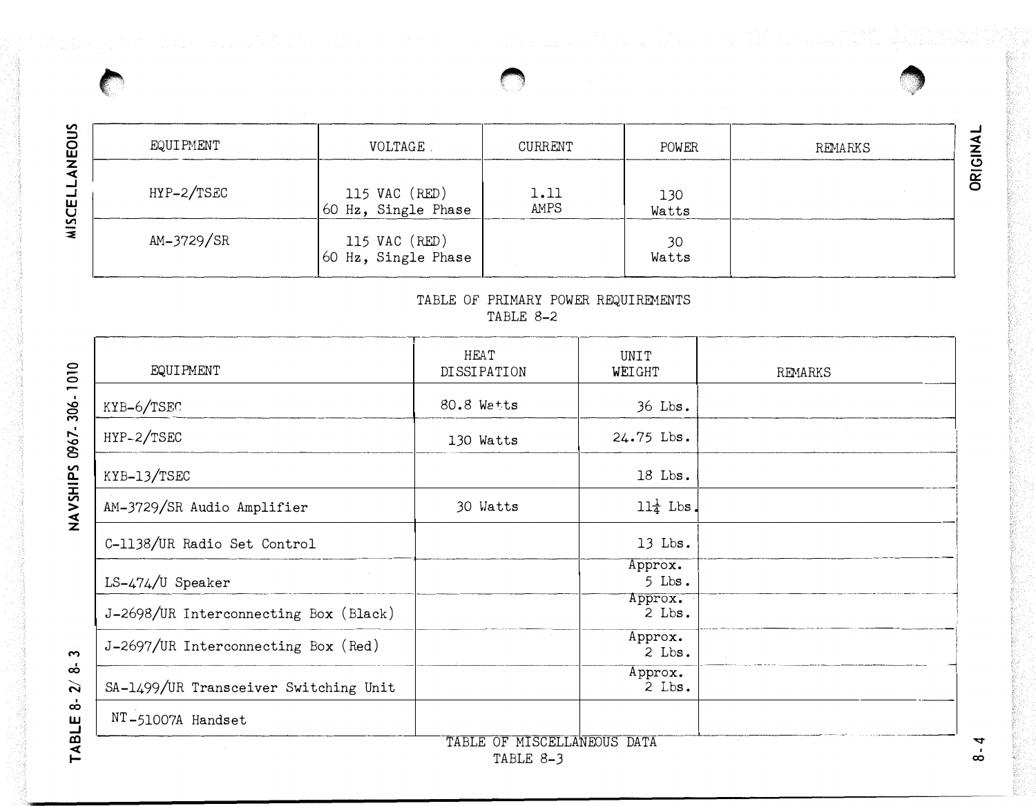| EQUIPMENT | VOLTAGE | CURRENT | POWER | REMARKS |
|---|---|---|---|---|
| HYP-2/TSEC | 115 VAC (RED) 60 Hz, Single Phase | 1.11 AMPS | 130 Watts | |
| AM-3729/SR | 115 VAC (RED) 60 Hz, Single Phase | | 30 Watts | |

TABLE OF PRIMARY POWER REQUIREMENTS
TABLE 8-2

| EQUIPMENT | HEAT DISSIPATION | UNIT WEIGHT | REMARKS |
|---|---|---|---|
| KYB-6/TSEC | 80.8 Watts | 36 Lbs. | |
| HYP-2/TSEC | 130 Watts | 24.75 Lbs. | |
| KYB-13/TSEC | | 18 Lbs. | |
| AM-3729/SR Audio Amplifier | 30 Watts | $11\frac{1}{4}$ Lbs. | |
| C-1138/UR Radio Set Control | | 13 Lbs. | |
| LS-474/U Speaker | | Approx. 5 Lbs. | |
| J-2698/UR Interconnecting Box (Black) | | Approx. 2 Lbs. | |
| J-2697/UR Interconnecting Box (Red) | | Approx. 2 Lbs. | |
| SA-1499/UR Transceiver Switching Unit | | Approx. 2 Lbs. | |
| NT-51007A Handset | | | |

TABLE OF MISCELLANEOUS DATA
TABLE 8-3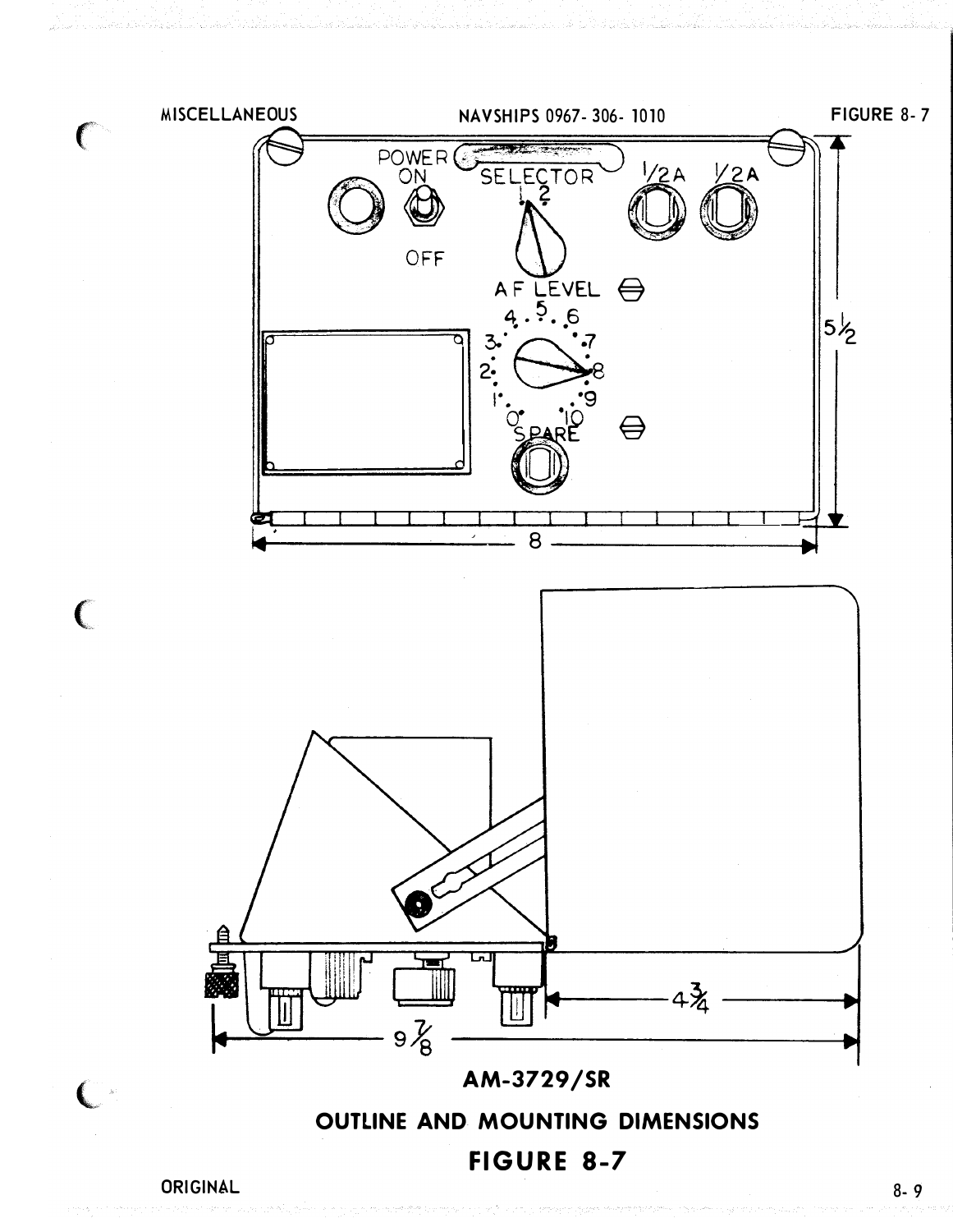AM-3729/SR

OUTLINE AND MOUNTING DIMENSIONS

FIGURE 8-7

ORIGINAL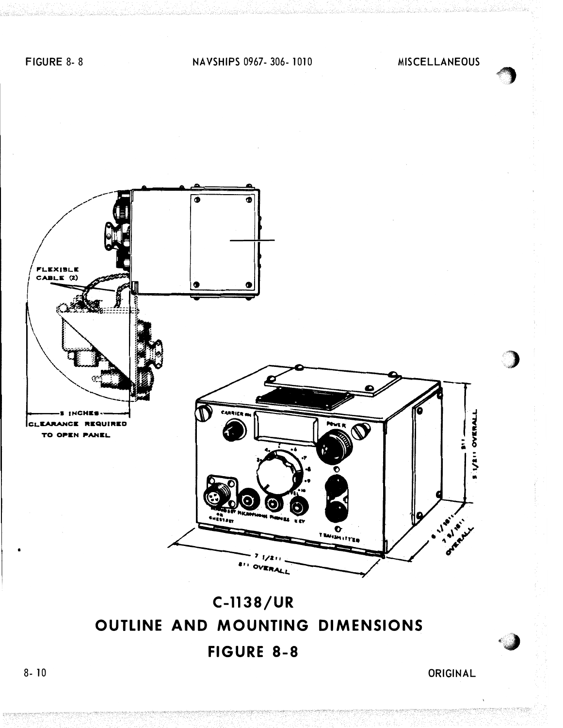FLEXIBLE CABLE (2)

5 INCHES CLEARANCE REQUIRED TO OPEN PANEL

CARRIER ON

POWER

HANDSET OR CHESTSET MICROPHONE PHONES KEY

TRANSMITTER

7 1/2"
8" OVERALL

6 1/16"
7 9/16" OVERALL

5"
5 1/2" OVERALL

# C-1138/UR
# OUTLINE AND MOUNTING DIMENSIONS
# FIGURE 8-8